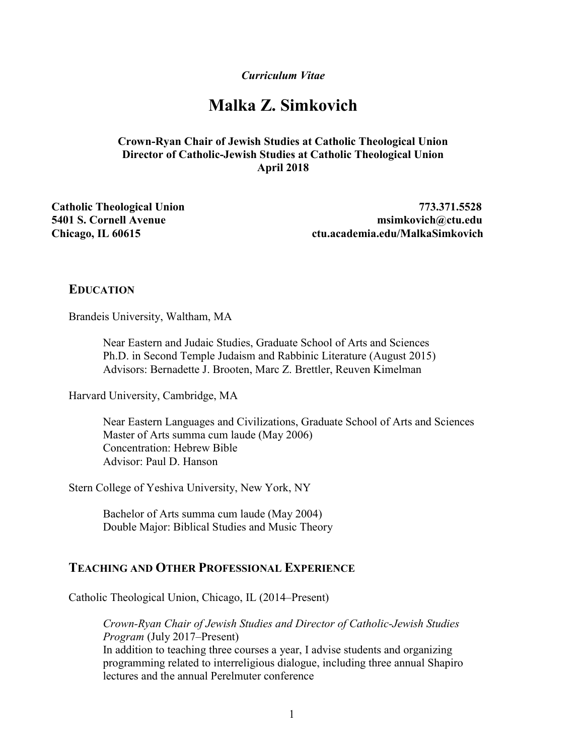*Curriculum Vitae*

# Malka Z. Simkovich

**Crown-Ryan Chair of Jewish Studies at Catholic Theological Union**
**Director of Catholic-Jewish Studies at Catholic Theological Union**
**April 2018**

**Catholic Theological Union**
**5401 S. Cornell Avenue**
**Chicago, IL 60615**

**773.371.5528**
**msimkovich@ctu.edu**
**ctu.academia.edu/MalkaSimkovich**

## EDUCATION

Brandeis University, Waltham, MA

Near Eastern and Judaic Studies, Graduate School of Arts and Sciences
Ph.D. in Second Temple Judaism and Rabbinic Literature (August 2015)
Advisors: Bernadette J. Brooten, Marc Z. Brettler, Reuven Kimelman

Harvard University, Cambridge, MA

Near Eastern Languages and Civilizations, Graduate School of Arts and Sciences
Master of Arts summa cum laude (May 2006)
Concentration: Hebrew Bible
Advisor: Paul D. Hanson

Stern College of Yeshiva University, New York, NY

Bachelor of Arts summa cum laude (May 2004)
Double Major: Biblical Studies and Music Theory

## TEACHING AND OTHER PROFESSIONAL EXPERIENCE

Catholic Theological Union, Chicago, IL (2014–Present)

*Crown-Ryan Chair of Jewish Studies and Director of Catholic-Jewish Studies Program* (July 2017–Present)
In addition to teaching three courses a year, I advise students and organizing programming related to interreligious dialogue, including three annual Shapiro lectures and the annual Perelmuter conference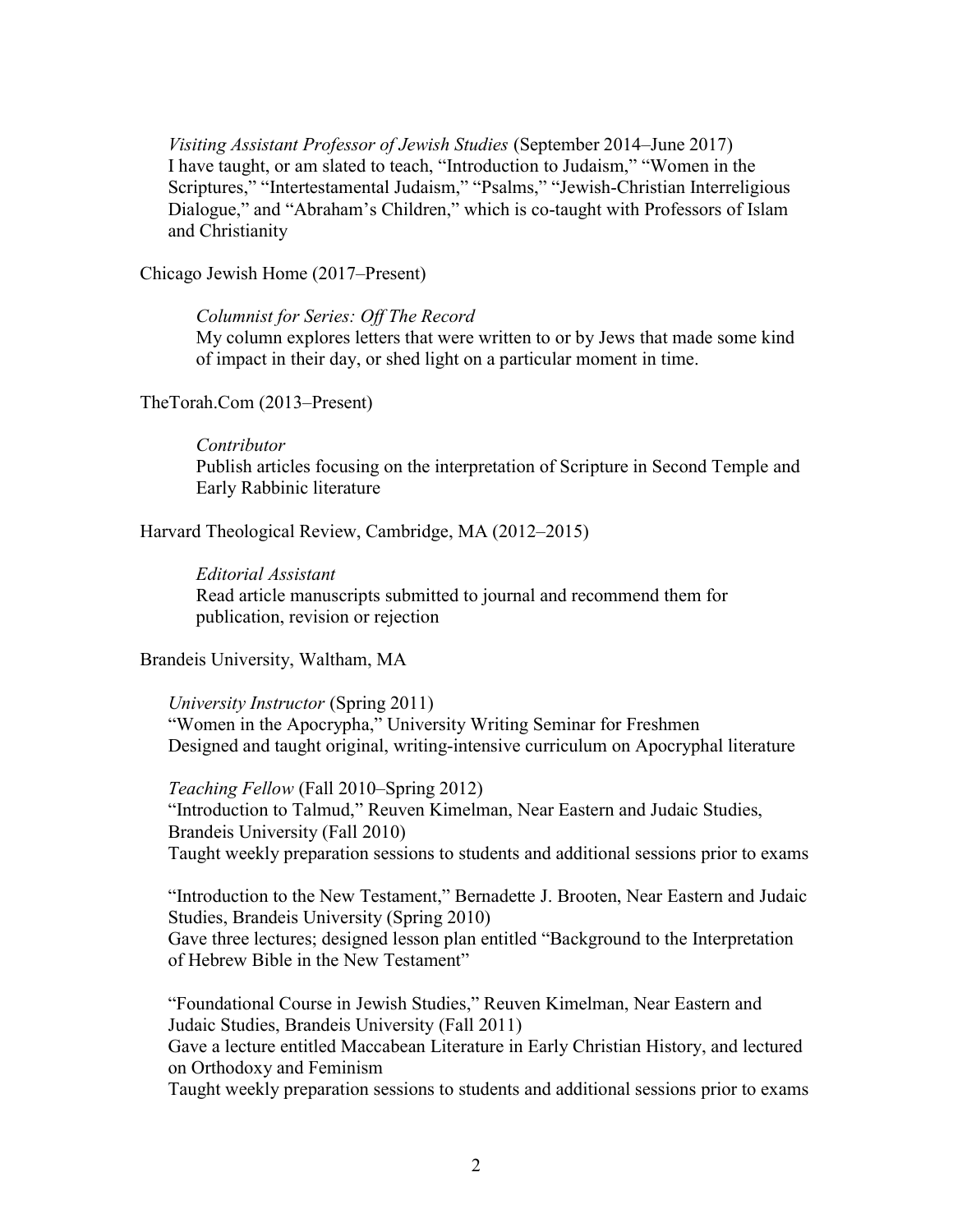*Visiting Assistant Professor of Jewish Studies* (September 2014–June 2017)
I have taught, or am slated to teach, "Introduction to Judaism," "Women in the Scriptures," "Intertestamental Judaism," "Psalms," "Jewish-Christian Interreligious Dialogue," and "Abraham's Children," which is co-taught with Professors of Islam and Christianity

Chicago Jewish Home (2017–Present)

*Columnist for Series: Off The Record*
My column explores letters that were written to or by Jews that made some kind of impact in their day, or shed light on a particular moment in time.

TheTorah.Com (2013–Present)

*Contributor*
Publish articles focusing on the interpretation of Scripture in Second Temple and Early Rabbinic literature

Harvard Theological Review, Cambridge, MA (2012–2015)

*Editorial Assistant*
Read article manuscripts submitted to journal and recommend them for publication, revision or rejection

Brandeis University, Waltham, MA

*University Instructor* (Spring 2011)
"Women in the Apocrypha," University Writing Seminar for Freshmen
Designed and taught original, writing-intensive curriculum on Apocryphal literature

*Teaching Fellow* (Fall 2010–Spring 2012)
"Introduction to Talmud," Reuven Kimelman, Near Eastern and Judaic Studies, Brandeis University (Fall 2010)
Taught weekly preparation sessions to students and additional sessions prior to exams

"Introduction to the New Testament," Bernadette J. Brooten, Near Eastern and Judaic Studies, Brandeis University (Spring 2010)
Gave three lectures; designed lesson plan entitled "Background to the Interpretation of Hebrew Bible in the New Testament"

"Foundational Course in Jewish Studies," Reuven Kimelman, Near Eastern and Judaic Studies, Brandeis University (Fall 2011)
Gave a lecture entitled Maccabean Literature in Early Christian History, and lectured on Orthodoxy and Feminism
Taught weekly preparation sessions to students and additional sessions prior to exams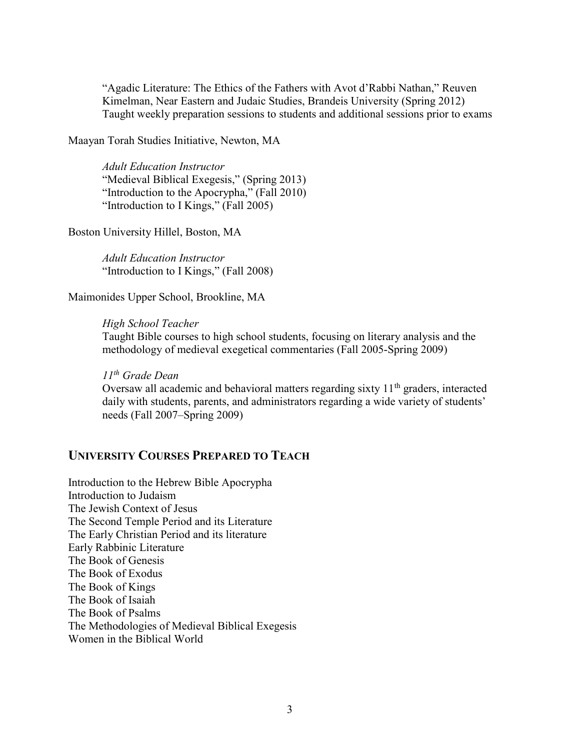"Agadic Literature: The Ethics of the Fathers with Avot d'Rabbi Nathan," Reuven Kimelman, Near Eastern and Judaic Studies, Brandeis University (Spring 2012)
Taught weekly preparation sessions to students and additional sessions prior to exams

Maayan Torah Studies Initiative, Newton, MA

*Adult Education Instructor*
"Medieval Biblical Exegesis," (Spring 2013)
"Introduction to the Apocrypha," (Fall 2010)
"Introduction to I Kings," (Fall 2005)

Boston University Hillel, Boston, MA

*Adult Education Instructor*
"Introduction to I Kings," (Fall 2008)

Maimonides Upper School, Brookline, MA

*High School Teacher*
Taught Bible courses to high school students, focusing on literary analysis and the methodology of medieval exegetical commentaries (Fall 2005-Spring 2009)

*11th Grade Dean*
Oversaw all academic and behavioral matters regarding sixty 11th graders, interacted daily with students, parents, and administrators regarding a wide variety of students' needs (Fall 2007–Spring 2009)

## UNIVERSITY COURSES PREPARED TO TEACH

Introduction to the Hebrew Bible Apocrypha
Introduction to Judaism
The Jewish Context of Jesus
The Second Temple Period and its Literature
The Early Christian Period and its literature
Early Rabbinic Literature
The Book of Genesis
The Book of Exodus
The Book of Kings
The Book of Isaiah
The Book of Psalms
The Methodologies of Medieval Biblical Exegesis
Women in the Biblical World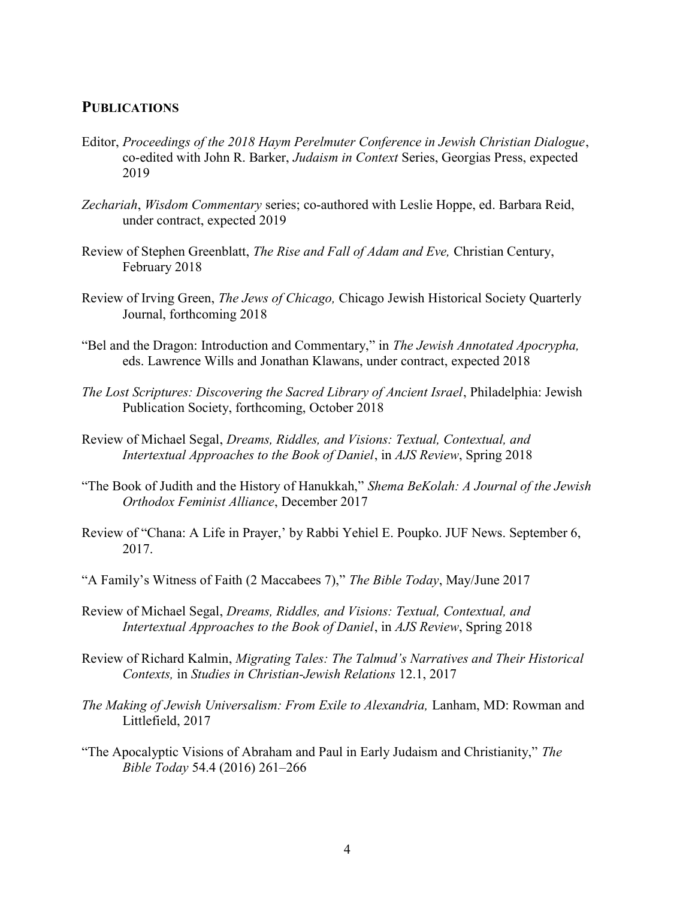## PUBLICATIONS

Editor, *Proceedings of the 2018 Haym Perelmuter Conference in Jewish Christian Dialogue*, co-edited with John R. Barker, *Judaism in Context* Series, Georgias Press, expected 2019

*Zechariah*, *Wisdom Commentary* series; co-authored with Leslie Hoppe, ed. Barbara Reid, under contract, expected 2019

Review of Stephen Greenblatt, *The Rise and Fall of Adam and Eve,* Christian Century, February 2018

Review of Irving Green, *The Jews of Chicago,* Chicago Jewish Historical Society Quarterly Journal, forthcoming 2018

"Bel and the Dragon: Introduction and Commentary," in *The Jewish Annotated Apocrypha,* eds. Lawrence Wills and Jonathan Klawans, under contract, expected 2018

*The Lost Scriptures: Discovering the Sacred Library of Ancient Israel*, Philadelphia: Jewish Publication Society, forthcoming, October 2018

Review of Michael Segal, *Dreams, Riddles, and Visions: Textual, Contextual, and Intertextual Approaches to the Book of Daniel*, in *AJS Review*, Spring 2018

"The Book of Judith and the History of Hanukkah," *Shema BeKolah: A Journal of the Jewish Orthodox Feminist Alliance*, December 2017

Review of "Chana: A Life in Prayer,' by Rabbi Yehiel E. Poupko. JUF News. September 6, 2017.

"A Family's Witness of Faith (2 Maccabees 7)," *The Bible Today*, May/June 2017

Review of Michael Segal, *Dreams, Riddles, and Visions: Textual, Contextual, and Intertextual Approaches to the Book of Daniel*, in *AJS Review*, Spring 2018

Review of Richard Kalmin, *Migrating Tales: The Talmud's Narratives and Their Historical Contexts,* in *Studies in Christian-Jewish Relations* 12.1, 2017

*The Making of Jewish Universalism: From Exile to Alexandria,* Lanham, MD: Rowman and Littlefield, 2017

"The Apocalyptic Visions of Abraham and Paul in Early Judaism and Christianity," *The Bible Today* 54.4 (2016) 261–266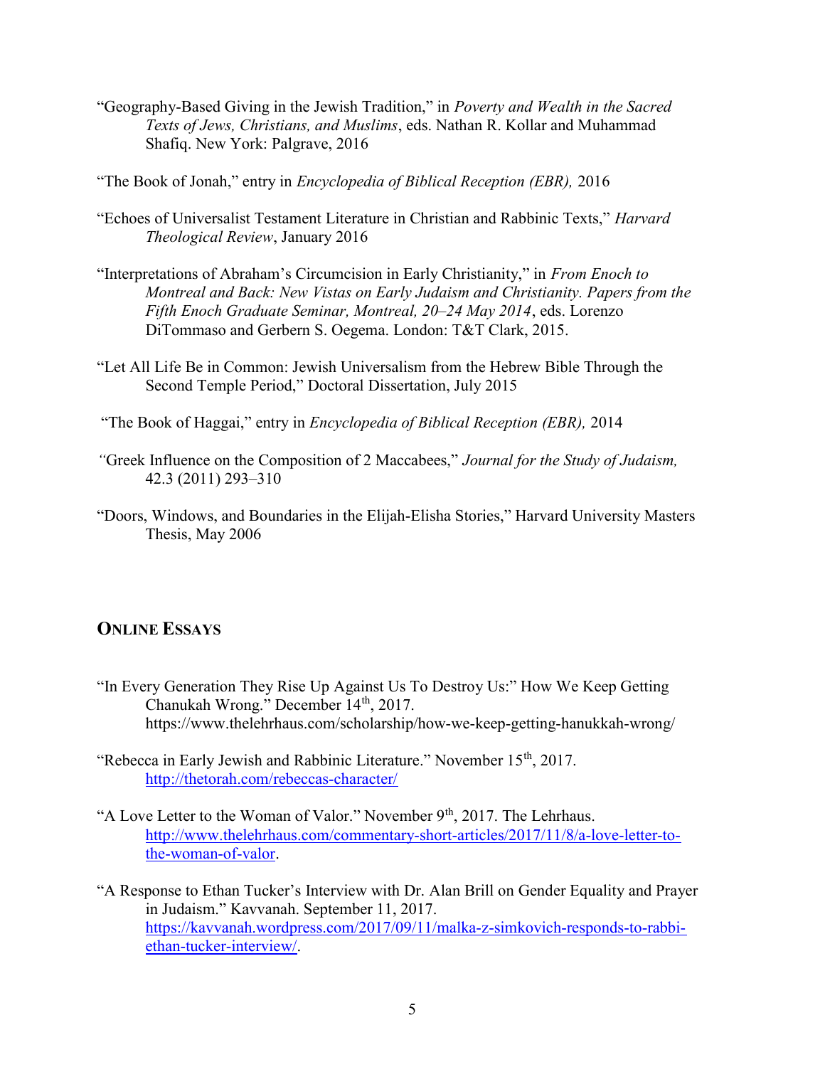"Geography-Based Giving in the Jewish Tradition," in *Poverty and Wealth in the Sacred Texts of Jews, Christians, and Muslims*, eds. Nathan R. Kollar and Muhammad Shafiq. New York: Palgrave, 2016

"The Book of Jonah," entry in *Encyclopedia of Biblical Reception (EBR),* 2016

"Echoes of Universalist Testament Literature in Christian and Rabbinic Texts," *Harvard Theological Review*, January 2016

"Interpretations of Abraham's Circumcision in Early Christianity," in *From Enoch to Montreal and Back: New Vistas on Early Judaism and Christianity. Papers from the Fifth Enoch Graduate Seminar, Montreal, 20–24 May 2014*, eds. Lorenzo DiTommaso and Gerbern S. Oegema. London: T&T Clark, 2015.

"Let All Life Be in Common: Jewish Universalism from the Hebrew Bible Through the Second Temple Period," Doctoral Dissertation, July 2015

"The Book of Haggai," entry in *Encyclopedia of Biblical Reception (EBR),* 2014

"Greek Influence on the Composition of 2 Maccabees," *Journal for the Study of Judaism,* 42.3 (2011) 293–310

"Doors, Windows, and Boundaries in the Elijah-Elisha Stories," Harvard University Masters Thesis, May 2006

## ONLINE ESSAYS

"In Every Generation They Rise Up Against Us To Destroy Us:" How We Keep Getting Chanukah Wrong." December 14th, 2017. https://www.thelehrhaus.com/scholarship/how-we-keep-getting-hanukkah-wrong/

"Rebecca in Early Jewish and Rabbinic Literature." November 15th, 2017. http://thetorah.com/rebeccas-character/

"A Love Letter to the Woman of Valor." November 9th, 2017. The Lehrhaus. http://www.thelehrhaus.com/commentary-short-articles/2017/11/8/a-love-letter-to-the-woman-of-valor.

"A Response to Ethan Tucker's Interview with Dr. Alan Brill on Gender Equality and Prayer in Judaism." Kavvanah. September 11, 2017. https://kavvanah.wordpress.com/2017/09/11/malka-z-simkovich-responds-to-rabbi-ethan-tucker-interview/.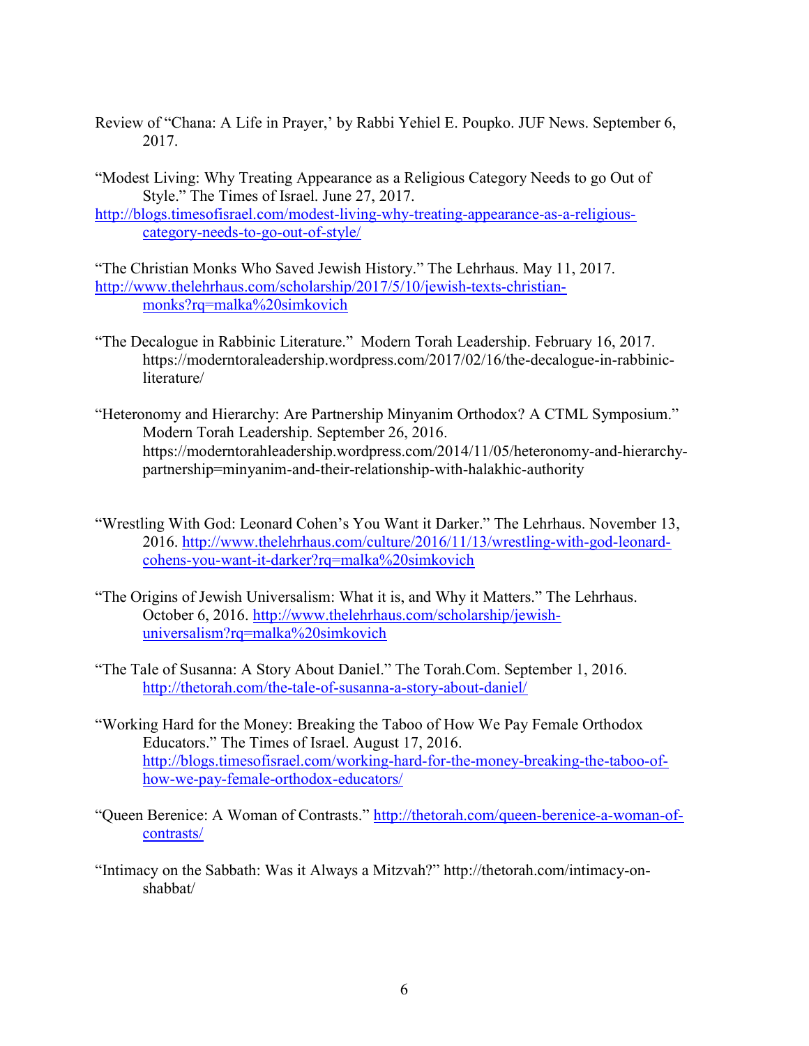Review of "Chana: A Life in Prayer,' by Rabbi Yehiel E. Poupko. JUF News. September 6, 2017.

"Modest Living: Why Treating Appearance as a Religious Category Needs to go Out of Style." The Times of Israel. June 27, 2017.
http://blogs.timesofisrael.com/modest-living-why-treating-appearance-as-a-religious-category-needs-to-go-out-of-style/

"The Christian Monks Who Saved Jewish History." The Lehrhaus. May 11, 2017.
http://www.thelehrhaus.com/scholarship/2017/5/10/jewish-texts-christian-monks?rq=malka%20simkovich

"The Decalogue in Rabbinic Literature." Modern Torah Leadership. February 16, 2017. https://moderntoraleadership.wordpress.com/2017/02/16/the-decalogue-in-rabbinic-literature/

"Heteronomy and Hierarchy: Are Partnership Minyanim Orthodox? A CTML Symposium." Modern Torah Leadership. September 26, 2016. https://moderntorahleadership.wordpress.com/2014/11/05/heteronomy-and-hierarchy-partnership=minyanim-and-their-relationship-with-halakhic-authority

"Wrestling With God: Leonard Cohen's You Want it Darker." The Lehrhaus. November 13, 2016. http://www.thelehrhaus.com/culture/2016/11/13/wrestling-with-god-leonard-cohens-you-want-it-darker?rq=malka%20simkovich

"The Origins of Jewish Universalism: What it is, and Why it Matters." The Lehrhaus. October 6, 2016. http://www.thelehrhaus.com/scholarship/jewish-universalism?rq=malka%20simkovich

"The Tale of Susanna: A Story About Daniel." The Torah.Com. September 1, 2016. http://thetorah.com/the-tale-of-susanna-a-story-about-daniel/

"Working Hard for the Money: Breaking the Taboo of How We Pay Female Orthodox Educators." The Times of Israel. August 17, 2016. http://blogs.timesofisrael.com/working-hard-for-the-money-breaking-the-taboo-of-how-we-pay-female-orthodox-educators/

"Queen Berenice: A Woman of Contrasts." http://thetorah.com/queen-berenice-a-woman-of-contrasts/

"Intimacy on the Sabbath: Was it Always a Mitzvah?" http://thetorah.com/intimacy-on-shabbat/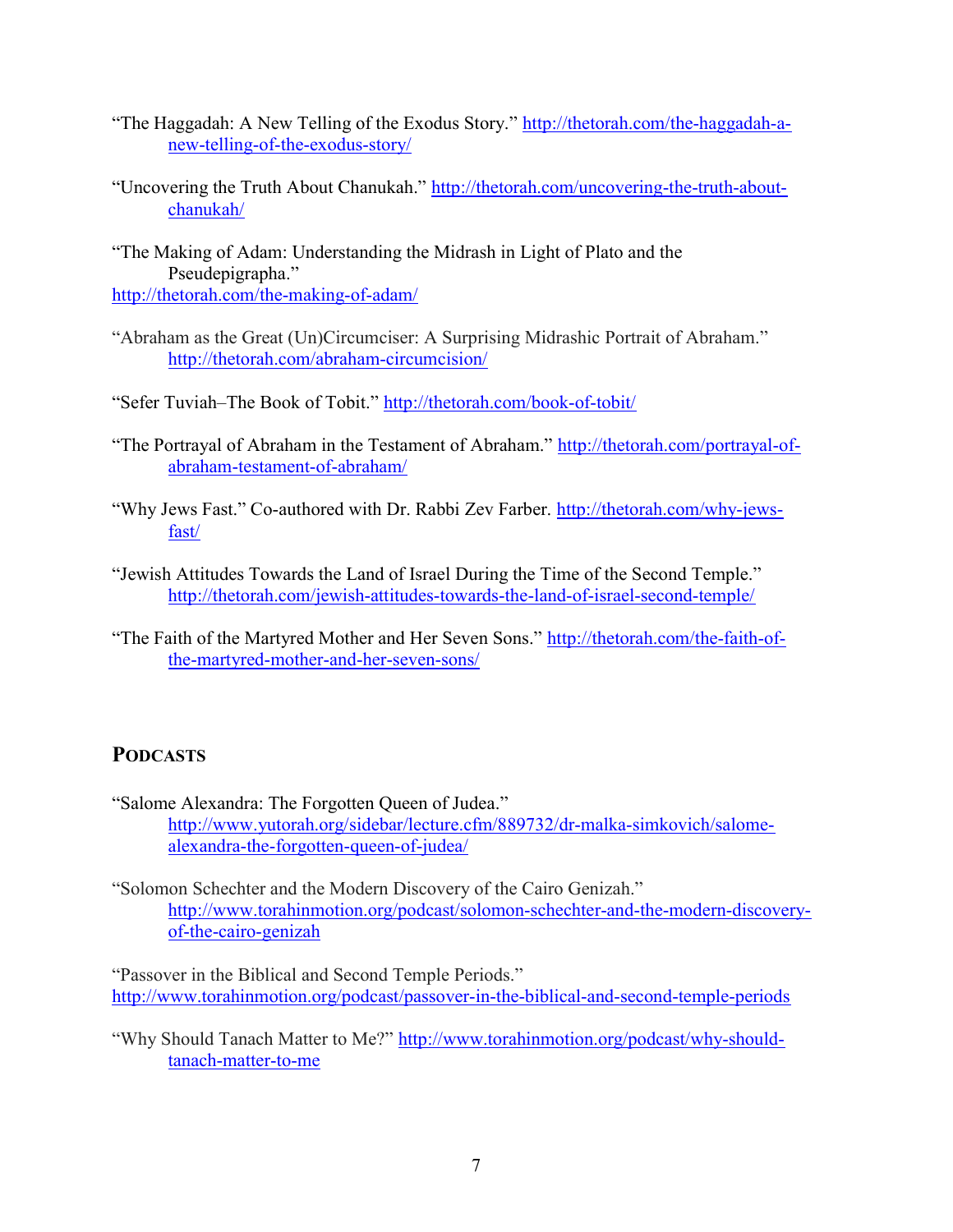“The Haggadah: A New Telling of the Exodus Story.” http://thetorah.com/the-haggadah-a-new-telling-of-the-exodus-story/

“Uncovering the Truth About Chanukah.” http://thetorah.com/uncovering-the-truth-about-chanukah/

“The Making of Adam: Understanding the Midrash in Light of Plato and the Pseudepigrapha.” http://thetorah.com/the-making-of-adam/

“Abraham as the Great (Un)Circumciser: A Surprising Midrashic Portrait of Abraham.” http://thetorah.com/abraham-circumcision/

“Sefer Tuviah–The Book of Tobit.” http://thetorah.com/book-of-tobit/

“The Portrayal of Abraham in the Testament of Abraham.” http://thetorah.com/portrayal-of-abraham-testament-of-abraham/

“Why Jews Fast.” Co-authored with Dr. Rabbi Zev Farber. http://thetorah.com/why-jews-fast/

“Jewish Attitudes Towards the Land of Israel During the Time of the Second Temple.” http://thetorah.com/jewish-attitudes-towards-the-land-of-israel-second-temple/

“The Faith of the Martyred Mother and Her Seven Sons.” http://thetorah.com/the-faith-of-the-martyred-mother-and-her-seven-sons/

## Podcasts

“Salome Alexandra: The Forgotten Queen of Judea.” http://www.yutorah.org/sidebar/lecture.cfm/889732/dr-malka-simkovich/salome-alexandra-the-forgotten-queen-of-judea/

“Solomon Schechter and the Modern Discovery of the Cairo Genizah.” http://www.torahinmotion.org/podcast/solomon-schechter-and-the-modern-discovery-of-the-cairo-genizah

“Passover in the Biblical and Second Temple Periods.” http://www.torahinmotion.org/podcast/passover-in-the-biblical-and-second-temple-periods

“Why Should Tanach Matter to Me?” http://www.torahinmotion.org/podcast/why-should-tanach-matter-to-me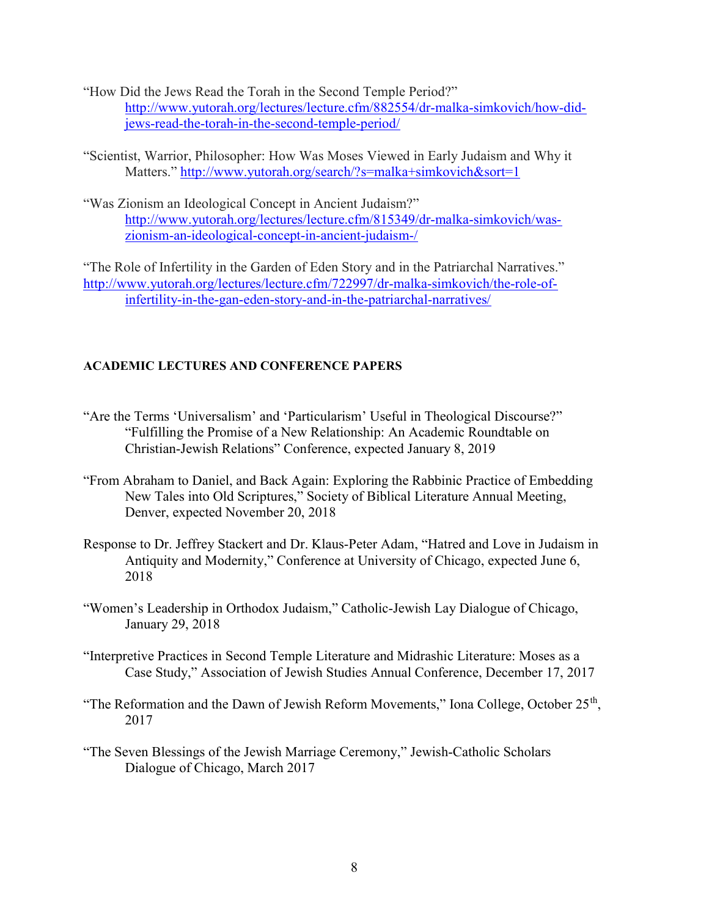"How Did the Jews Read the Torah in the Second Temple Period?" http://www.yutorah.org/lectures/lecture.cfm/882554/dr-malka-simkovich/how-did-jews-read-the-torah-in-the-second-temple-period/

"Scientist, Warrior, Philosopher: How Was Moses Viewed in Early Judaism and Why it Matters." http://www.yutorah.org/search/?s=malka+simkovich&sort=1

"Was Zionism an Ideological Concept in Ancient Judaism?" http://www.yutorah.org/lectures/lecture.cfm/815349/dr-malka-simkovich/was-zionism-an-ideological-concept-in-ancient-judaism-/

"The Role of Infertility in the Garden of Eden Story and in the Patriarchal Narratives." http://www.yutorah.org/lectures/lecture.cfm/722997/dr-malka-simkovich/the-role-of-infertility-in-the-gan-eden-story-and-in-the-patriarchal-narratives/

**ACADEMIC LECTURES AND CONFERENCE PAPERS**

"Are the Terms 'Universalism' and 'Particularism' Useful in Theological Discourse?" "Fulfilling the Promise of a New Relationship: An Academic Roundtable on Christian-Jewish Relations" Conference, expected January 8, 2019

"From Abraham to Daniel, and Back Again: Exploring the Rabbinic Practice of Embedding New Tales into Old Scriptures," Society of Biblical Literature Annual Meeting, Denver, expected November 20, 2018

Response to Dr. Jeffrey Stackert and Dr. Klaus-Peter Adam, "Hatred and Love in Judaism in Antiquity and Modernity," Conference at University of Chicago, expected June 6, 2018

"Women's Leadership in Orthodox Judaism," Catholic-Jewish Lay Dialogue of Chicago, January 29, 2018

"Interpretive Practices in Second Temple Literature and Midrashic Literature: Moses as a Case Study," Association of Jewish Studies Annual Conference, December 17, 2017

"The Reformation and the Dawn of Jewish Reform Movements," Iona College, October 25th, 2017

"The Seven Blessings of the Jewish Marriage Ceremony," Jewish-Catholic Scholars Dialogue of Chicago, March 2017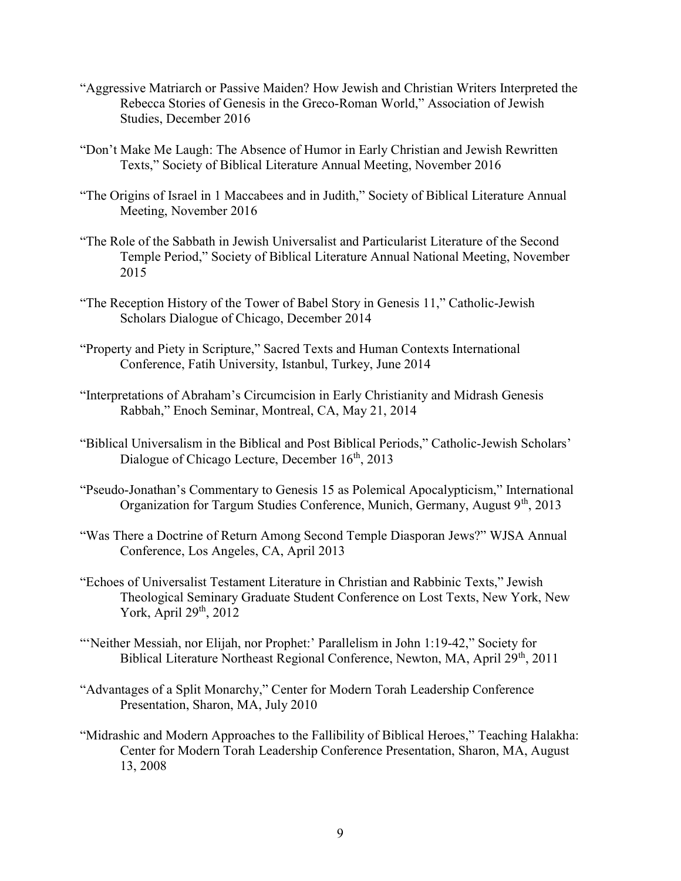"Aggressive Matriarch or Passive Maiden? How Jewish and Christian Writers Interpreted the Rebecca Stories of Genesis in the Greco-Roman World," Association of Jewish Studies, December 2016

"Don't Make Me Laugh: The Absence of Humor in Early Christian and Jewish Rewritten Texts," Society of Biblical Literature Annual Meeting, November 2016

"The Origins of Israel in 1 Maccabees and in Judith," Society of Biblical Literature Annual Meeting, November 2016

"The Role of the Sabbath in Jewish Universalist and Particularist Literature of the Second Temple Period," Society of Biblical Literature Annual National Meeting, November 2015

"The Reception History of the Tower of Babel Story in Genesis 11," Catholic-Jewish Scholars Dialogue of Chicago, December 2014

"Property and Piety in Scripture," Sacred Texts and Human Contexts International Conference, Fatih University, Istanbul, Turkey, June 2014

"Interpretations of Abraham's Circumcision in Early Christianity and Midrash Genesis Rabbah," Enoch Seminar, Montreal, CA, May 21, 2014

"Biblical Universalism in the Biblical and Post Biblical Periods," Catholic-Jewish Scholars' Dialogue of Chicago Lecture, December 16th, 2013

"Pseudo-Jonathan's Commentary to Genesis 15 as Polemical Apocalypticism," International Organization for Targum Studies Conference, Munich, Germany, August 9th, 2013

"Was There a Doctrine of Return Among Second Temple Diasporan Jews?" WJSA Annual Conference, Los Angeles, CA, April 2013

"Echoes of Universalist Testament Literature in Christian and Rabbinic Texts," Jewish Theological Seminary Graduate Student Conference on Lost Texts, New York, New York, April 29th, 2012

"'Neither Messiah, nor Elijah, nor Prophet:' Parallelism in John 1:19-42," Society for Biblical Literature Northeast Regional Conference, Newton, MA, April 29th, 2011

"Advantages of a Split Monarchy," Center for Modern Torah Leadership Conference Presentation, Sharon, MA, July 2010

"Midrashic and Modern Approaches to the Fallibility of Biblical Heroes," Teaching Halakha: Center for Modern Torah Leadership Conference Presentation, Sharon, MA, August 13, 2008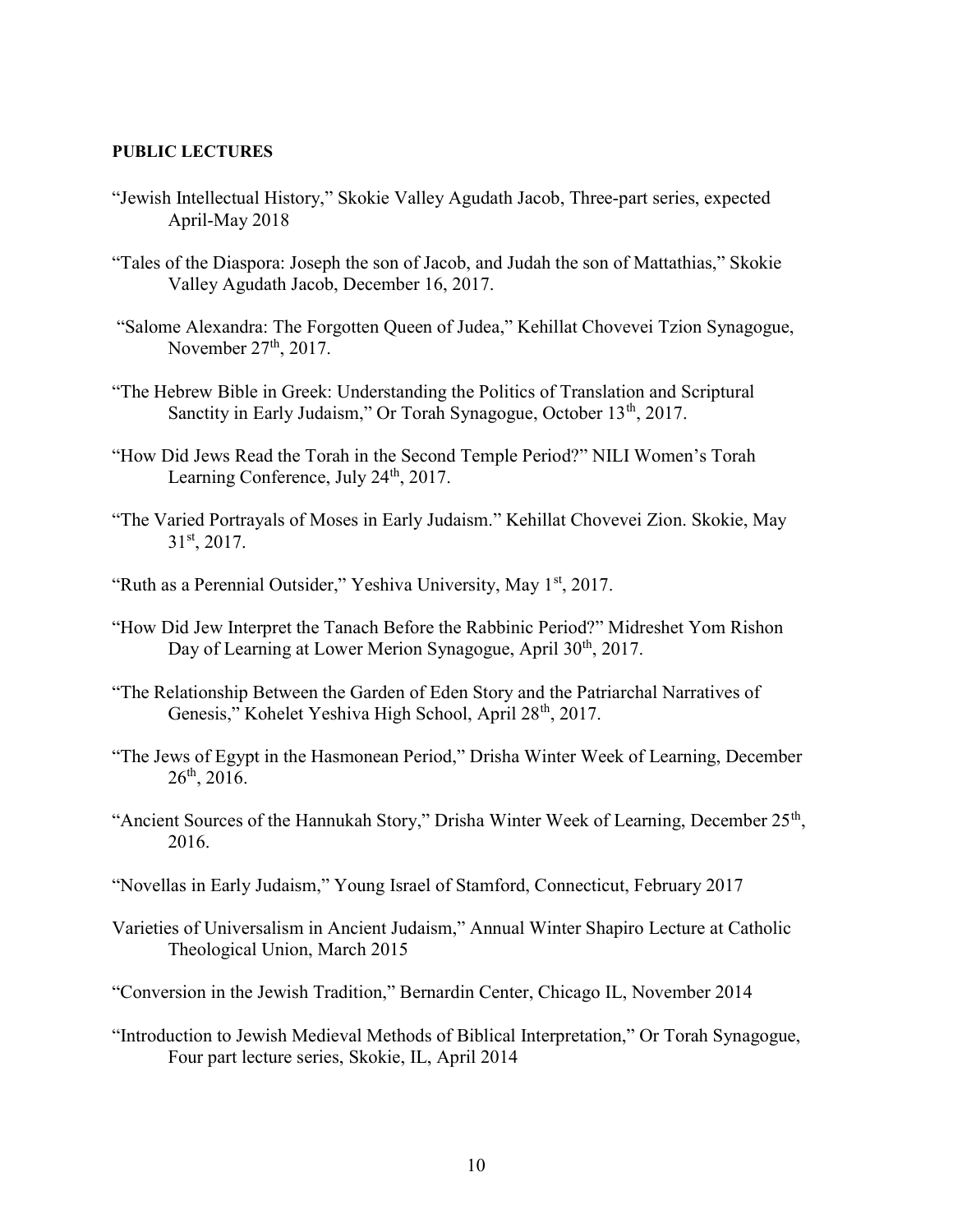**PUBLIC LECTURES**

"Jewish Intellectual History," Skokie Valley Agudath Jacob, Three-part series, expected April-May 2018

"Tales of the Diaspora: Joseph the son of Jacob, and Judah the son of Mattathias," Skokie Valley Agudath Jacob, December 16, 2017.

"Salome Alexandra: The Forgotten Queen of Judea," Kehillat Chovevei Tzion Synagogue, November 27th, 2017.

"The Hebrew Bible in Greek: Understanding the Politics of Translation and Scriptural Sanctity in Early Judaism," Or Torah Synagogue, October 13th, 2017.

"How Did Jews Read the Torah in the Second Temple Period?" NILI Women's Torah Learning Conference, July 24th, 2017.

"The Varied Portrayals of Moses in Early Judaism." Kehillat Chovevei Zion. Skokie, May 31st, 2017.

"Ruth as a Perennial Outsider," Yeshiva University, May 1st, 2017.

"How Did Jew Interpret the Tanach Before the Rabbinic Period?" Midreshet Yom Rishon Day of Learning at Lower Merion Synagogue, April 30th, 2017.

"The Relationship Between the Garden of Eden Story and the Patriarchal Narratives of Genesis," Kohelet Yeshiva High School, April 28th, 2017.

"The Jews of Egypt in the Hasmonean Period," Drisha Winter Week of Learning, December 26th, 2016.

"Ancient Sources of the Hannukah Story," Drisha Winter Week of Learning, December 25th, 2016.

"Novellas in Early Judaism," Young Israel of Stamford, Connecticut, February 2017

Varieties of Universalism in Ancient Judaism," Annual Winter Shapiro Lecture at Catholic Theological Union, March 2015

"Conversion in the Jewish Tradition," Bernardin Center, Chicago IL, November 2014

"Introduction to Jewish Medieval Methods of Biblical Interpretation," Or Torah Synagogue, Four part lecture series, Skokie, IL, April 2014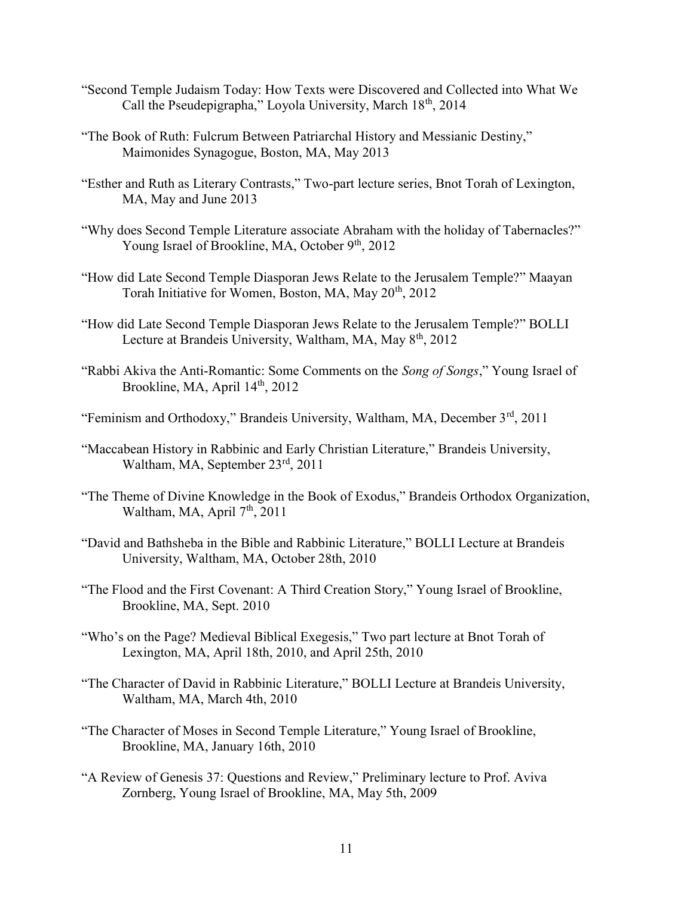"Second Temple Judaism Today: How Texts were Discovered and Collected into What We Call the Pseudepigrapha," Loyola University, March 18th, 2014

"The Book of Ruth: Fulcrum Between Patriarchal History and Messianic Destiny," Maimonides Synagogue, Boston, MA, May 2013

"Esther and Ruth as Literary Contrasts," Two-part lecture series, Bnot Torah of Lexington, MA, May and June 2013

"Why does Second Temple Literature associate Abraham with the holiday of Tabernacles?" Young Israel of Brookline, MA, October 9th, 2012

"How did Late Second Temple Diasporan Jews Relate to the Jerusalem Temple?" Maayan Torah Initiative for Women, Boston, MA, May 20th, 2012

"How did Late Second Temple Diasporan Jews Relate to the Jerusalem Temple?" BOLLI Lecture at Brandeis University, Waltham, MA, May 8th, 2012

"Rabbi Akiva the Anti-Romantic: Some Comments on the *Song of Songs*," Young Israel of Brookline, MA, April 14th, 2012

"Feminism and Orthodoxy," Brandeis University, Waltham, MA, December 3rd, 2011

"Maccabean History in Rabbinic and Early Christian Literature," Brandeis University, Waltham, MA, September 23rd, 2011

"The Theme of Divine Knowledge in the Book of Exodus," Brandeis Orthodox Organization, Waltham, MA, April 7th, 2011

"David and Bathsheba in the Bible and Rabbinic Literature," BOLLI Lecture at Brandeis University, Waltham, MA, October 28th, 2010

"The Flood and the First Covenant: A Third Creation Story," Young Israel of Brookline, Brookline, MA, Sept. 2010

"Who's on the Page? Medieval Biblical Exegesis," Two part lecture at Bnot Torah of Lexington, MA, April 18th, 2010, and April 25th, 2010

"The Character of David in Rabbinic Literature," BOLLI Lecture at Brandeis University, Waltham, MA, March 4th, 2010

"The Character of Moses in Second Temple Literature," Young Israel of Brookline, Brookline, MA, January 16th, 2010

"A Review of Genesis 37: Questions and Review," Preliminary lecture to Prof. Aviva Zornberg, Young Israel of Brookline, MA, May 5th, 2009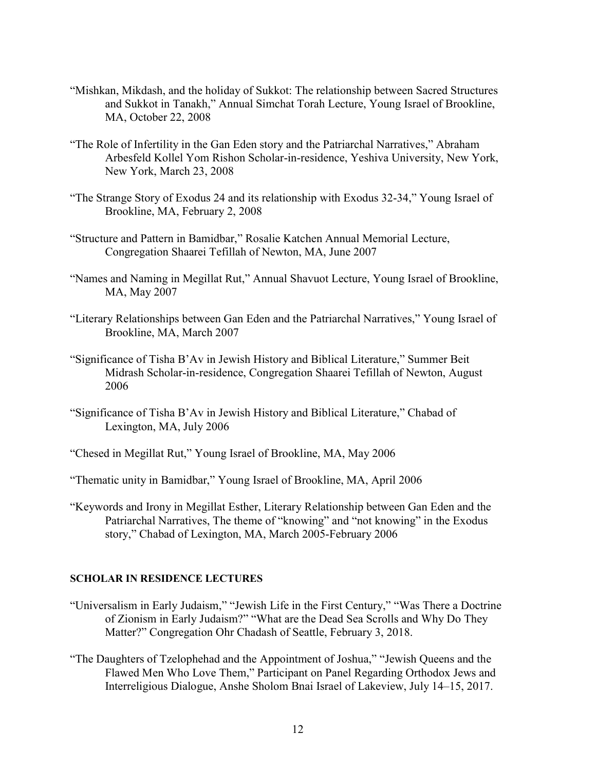"Mishkan, Mikdash, and the holiday of Sukkot: The relationship between Sacred Structures and Sukkot in Tanakh," Annual Simchat Torah Lecture, Young Israel of Brookline, MA, October 22, 2008

"The Role of Infertility in the Gan Eden story and the Patriarchal Narratives," Abraham Arbesfeld Kollel Yom Rishon Scholar-in-residence, Yeshiva University, New York, New York, March 23, 2008

"The Strange Story of Exodus 24 and its relationship with Exodus 32-34," Young Israel of Brookline, MA, February 2, 2008

"Structure and Pattern in Bamidbar," Rosalie Katchen Annual Memorial Lecture, Congregation Shaarei Tefillah of Newton, MA, June 2007

"Names and Naming in Megillat Rut," Annual Shavuot Lecture, Young Israel of Brookline, MA, May 2007

"Literary Relationships between Gan Eden and the Patriarchal Narratives," Young Israel of Brookline, MA, March 2007

"Significance of Tisha B'Av in Jewish History and Biblical Literature," Summer Beit Midrash Scholar-in-residence, Congregation Shaarei Tefillah of Newton, August 2006

"Significance of Tisha B'Av in Jewish History and Biblical Literature," Chabad of Lexington, MA, July 2006

"Chesed in Megillat Rut," Young Israel of Brookline, MA, May 2006

"Thematic unity in Bamidbar," Young Israel of Brookline, MA, April 2006

"Keywords and Irony in Megillat Esther, Literary Relationship between Gan Eden and the Patriarchal Narratives, The theme of "knowing" and "not knowing" in the Exodus story," Chabad of Lexington, MA, March 2005-February 2006

**SCHOLAR IN RESIDENCE LECTURES**

"Universalism in Early Judaism," "Jewish Life in the First Century," "Was There a Doctrine of Zionism in Early Judaism?" "What are the Dead Sea Scrolls and Why Do They Matter?" Congregation Ohr Chadash of Seattle, February 3, 2018.

"The Daughters of Tzelophehad and the Appointment of Joshua," "Jewish Queens and the Flawed Men Who Love Them," Participant on Panel Regarding Orthodox Jews and Interreligious Dialogue, Anshe Sholom Bnai Israel of Lakeview, July 14–15, 2017.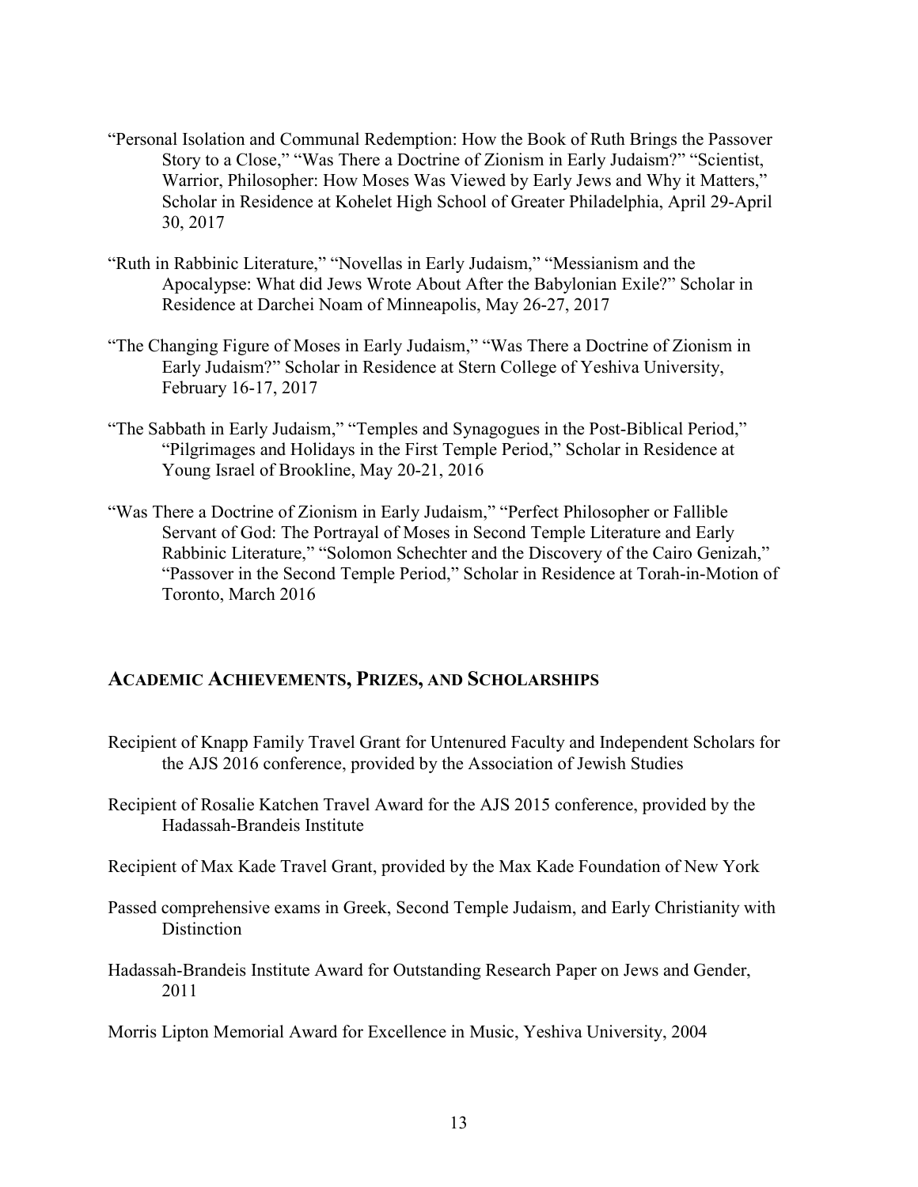"Personal Isolation and Communal Redemption: How the Book of Ruth Brings the Passover Story to a Close," "Was There a Doctrine of Zionism in Early Judaism?" "Scientist, Warrior, Philosopher: How Moses Was Viewed by Early Jews and Why it Matters," Scholar in Residence at Kohelet High School of Greater Philadelphia, April 29-April 30, 2017

"Ruth in Rabbinic Literature," "Novellas in Early Judaism," "Messianism and the Apocalypse: What did Jews Wrote About After the Babylonian Exile?" Scholar in Residence at Darchei Noam of Minneapolis, May 26-27, 2017

"The Changing Figure of Moses in Early Judaism," "Was There a Doctrine of Zionism in Early Judaism?" Scholar in Residence at Stern College of Yeshiva University, February 16-17, 2017

"The Sabbath in Early Judaism," "Temples and Synagogues in the Post-Biblical Period," "Pilgrimages and Holidays in the First Temple Period," Scholar in Residence at Young Israel of Brookline, May 20-21, 2016

"Was There a Doctrine of Zionism in Early Judaism," "Perfect Philosopher or Fallible Servant of God: The Portrayal of Moses in Second Temple Literature and Early Rabbinic Literature," "Solomon Schechter and the Discovery of the Cairo Genizah," "Passover in the Second Temple Period," Scholar in Residence at Torah-in-Motion of Toronto, March 2016

## Academic Achievements, Prizes, and Scholarships

Recipient of Knapp Family Travel Grant for Untenured Faculty and Independent Scholars for the AJS 2016 conference, provided by the Association of Jewish Studies

Recipient of Rosalie Katchen Travel Award for the AJS 2015 conference, provided by the Hadassah-Brandeis Institute

Recipient of Max Kade Travel Grant, provided by the Max Kade Foundation of New York

Passed comprehensive exams in Greek, Second Temple Judaism, and Early Christianity with Distinction

Hadassah-Brandeis Institute Award for Outstanding Research Paper on Jews and Gender, 2011

Morris Lipton Memorial Award for Excellence in Music, Yeshiva University, 2004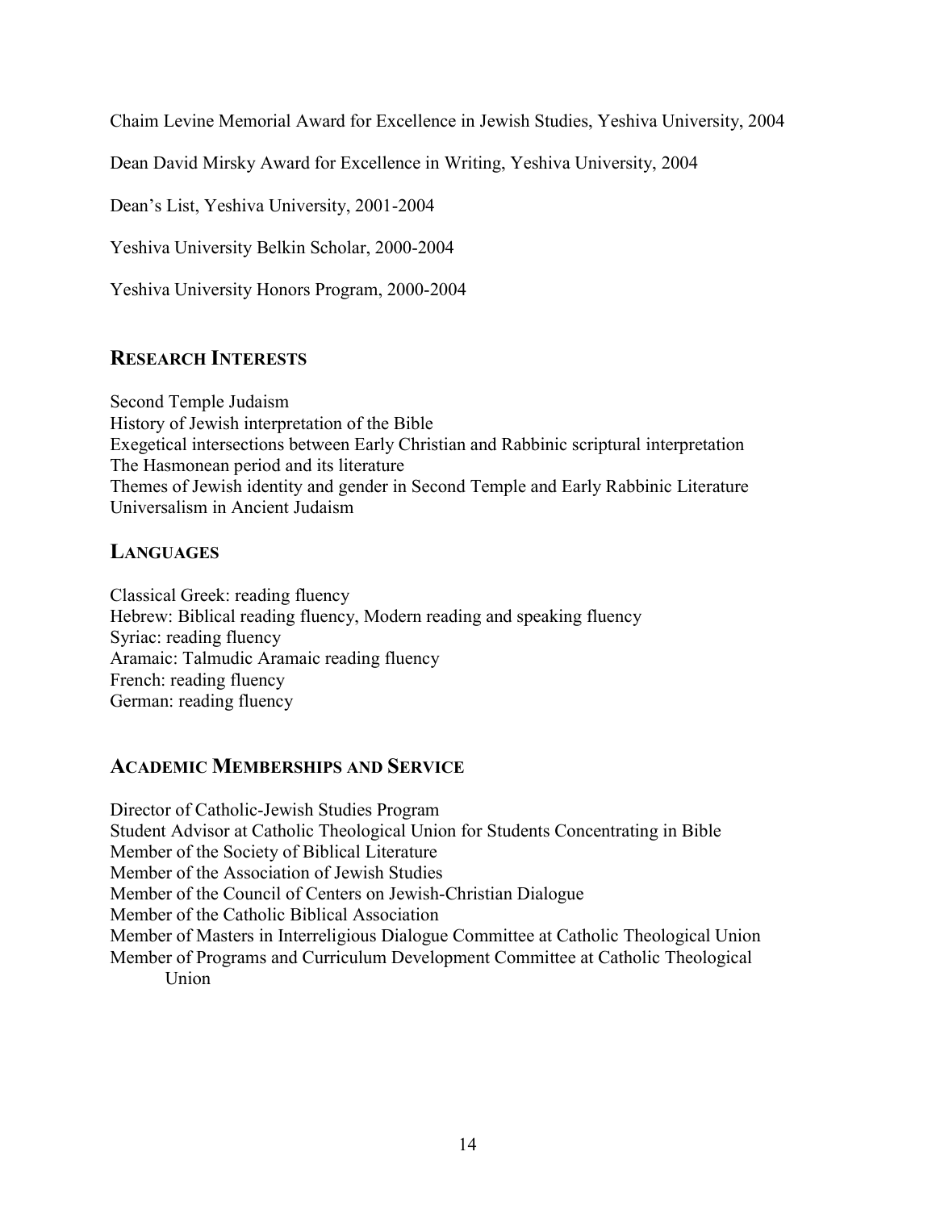Chaim Levine Memorial Award for Excellence in Jewish Studies, Yeshiva University, 2004

Dean David Mirsky Award for Excellence in Writing, Yeshiva University, 2004

Dean's List, Yeshiva University, 2001-2004

Yeshiva University Belkin Scholar, 2000-2004

Yeshiva University Honors Program, 2000-2004

## RESEARCH INTERESTS

Second Temple Judaism
History of Jewish interpretation of the Bible
Exegetical intersections between Early Christian and Rabbinic scriptural interpretation
The Hasmonean period and its literature
Themes of Jewish identity and gender in Second Temple and Early Rabbinic Literature
Universalism in Ancient Judaism

## LANGUAGES

Classical Greek: reading fluency
Hebrew: Biblical reading fluency, Modern reading and speaking fluency
Syriac: reading fluency
Aramaic: Talmudic Aramaic reading fluency
French: reading fluency
German: reading fluency

## ACADEMIC MEMBERSHIPS AND SERVICE

Director of Catholic-Jewish Studies Program
Student Advisor at Catholic Theological Union for Students Concentrating in Bible
Member of the Society of Biblical Literature
Member of the Association of Jewish Studies
Member of the Council of Centers on Jewish-Christian Dialogue
Member of the Catholic Biblical Association
Member of Masters in Interreligious Dialogue Committee at Catholic Theological Union
Member of Programs and Curriculum Development Committee at Catholic Theological Union